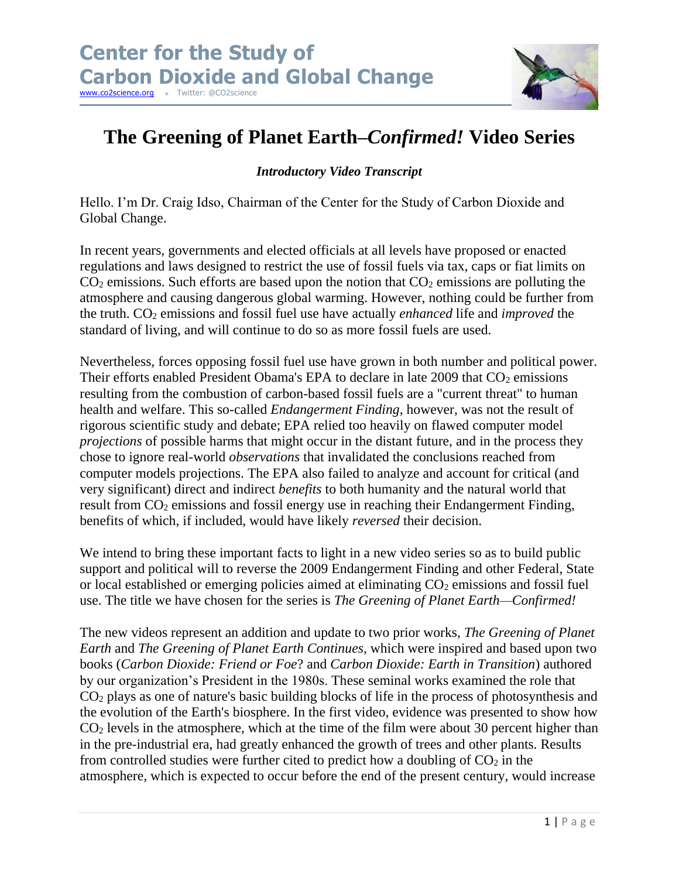# Center for the Study of Carbon Dioxide and Global Change

www.co2science.org * Twitter: @CO2science

## The Greening of Planet Earth–*Confirmed!* Video Series

***Introductory Video Transcript***

Hello. I'm Dr. Craig Idso, Chairman of the Center for the Study of Carbon Dioxide and Global Change.

In recent years, governments and elected officials at all levels have proposed or enacted regulations and laws designed to restrict the use of fossil fuels via tax, caps or fiat limits on $CO_2$ emissions. Such efforts are based upon the notion that $CO_2$ emissions are polluting the atmosphere and causing dangerous global warming. However, nothing could be further from the truth. $CO_2$ emissions and fossil fuel use have actually *enhanced* life and *improved* the standard of living, and will continue to do so as more fossil fuels are used.

Nevertheless, forces opposing fossil fuel use have grown in both number and political power. Their efforts enabled President Obama's EPA to declare in late 2009 that $CO_2$ emissions resulting from the combustion of carbon-based fossil fuels are a "current threat" to human health and welfare. This so-called *Endangerment Finding*, however, was not the result of rigorous scientific study and debate; EPA relied too heavily on flawed computer model *projections* of possible harms that might occur in the distant future, and in the process they chose to ignore real-world *observations* that invalidated the conclusions reached from computer models projections. The EPA also failed to analyze and account for critical (and very significant) direct and indirect *benefits* to both humanity and the natural world that result from $CO_2$ emissions and fossil energy use in reaching their Endangerment Finding, benefits of which, if included, would have likely *reversed* their decision.

We intend to bring these important facts to light in a new video series so as to build public support and political will to reverse the 2009 Endangerment Finding and other Federal, State or local established or emerging policies aimed at eliminating $CO_2$ emissions and fossil fuel use. The title we have chosen for the series is *The Greening of Planet Earth—Confirmed!*

The new videos represent an addition and update to two prior works, *The Greening of Planet Earth* and *The Greening of Planet Earth Continues*, which were inspired and based upon two books (*Carbon Dioxide: Friend or Foe*? and *Carbon Dioxide: Earth in Transition*) authored by our organization's President in the 1980s. These seminal works examined the role that $CO_2$ plays as one of nature's basic building blocks of life in the process of photosynthesis and the evolution of the Earth's biosphere. In the first video, evidence was presented to show how $CO_2$ levels in the atmosphere, which at the time of the film were about 30 percent higher than in the pre-industrial era, had greatly enhanced the growth of trees and other plants. Results from controlled studies were further cited to predict how a doubling of $CO_2$ in the atmosphere, which is expected to occur before the end of the present century, would increase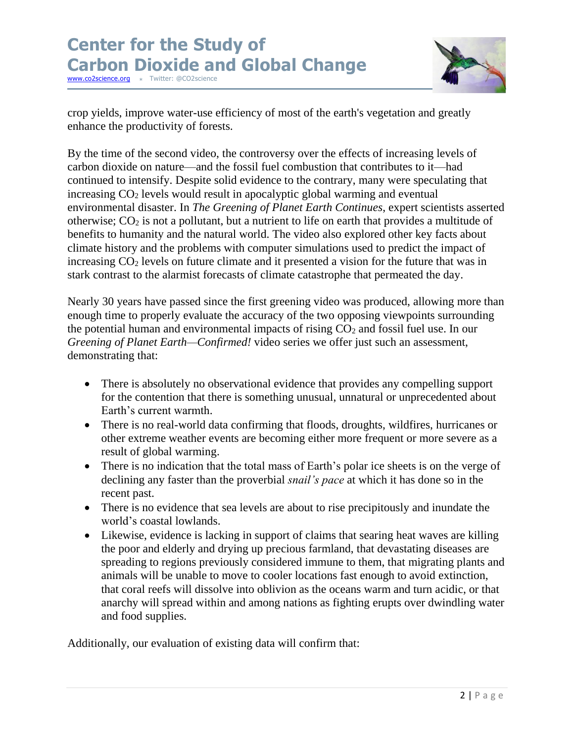crop yields, improve water-use efficiency of most of the earth's vegetation and greatly enhance the productivity of forests.

By the time of the second video, the controversy over the effects of increasing levels of carbon dioxide on nature—and the fossil fuel combustion that contributes to it—had continued to intensify. Despite solid evidence to the contrary, many were speculating that increasing $CO_2$ levels would result in apocalyptic global warming and eventual environmental disaster. In *The Greening of Planet Earth Continues*, expert scientists asserted otherwise; $CO_2$ is not a pollutant, but a nutrient to life on earth that provides a multitude of benefits to humanity and the natural world. The video also explored other key facts about climate history and the problems with computer simulations used to predict the impact of increasing $CO_2$ levels on future climate and it presented a vision for the future that was in stark contrast to the alarmist forecasts of climate catastrophe that permeated the day.

Nearly 30 years have passed since the first greening video was produced, allowing more than enough time to properly evaluate the accuracy of the two opposing viewpoints surrounding the potential human and environmental impacts of rising $CO_2$ and fossil fuel use. In our *Greening of Planet Earth—Confirmed!* video series we offer just such an assessment, demonstrating that:

- There is absolutely no observational evidence that provides any compelling support for the contention that there is something unusual, unnatural or unprecedented about Earth's current warmth.
- There is no real-world data confirming that floods, droughts, wildfires, hurricanes or other extreme weather events are becoming either more frequent or more severe as a result of global warming.
- There is no indication that the total mass of Earth's polar ice sheets is on the verge of declining any faster than the proverbial *snail's pace* at which it has done so in the recent past.
- There is no evidence that sea levels are about to rise precipitously and inundate the world's coastal lowlands.
- Likewise, evidence is lacking in support of claims that searing heat waves are killing the poor and elderly and drying up precious farmland, that devastating diseases are spreading to regions previously considered immune to them, that migrating plants and animals will be unable to move to cooler locations fast enough to avoid extinction, that coral reefs will dissolve into oblivion as the oceans warm and turn acidic, or that anarchy will spread within and among nations as fighting erupts over dwindling water and food supplies.

Additionally, our evaluation of existing data will confirm that: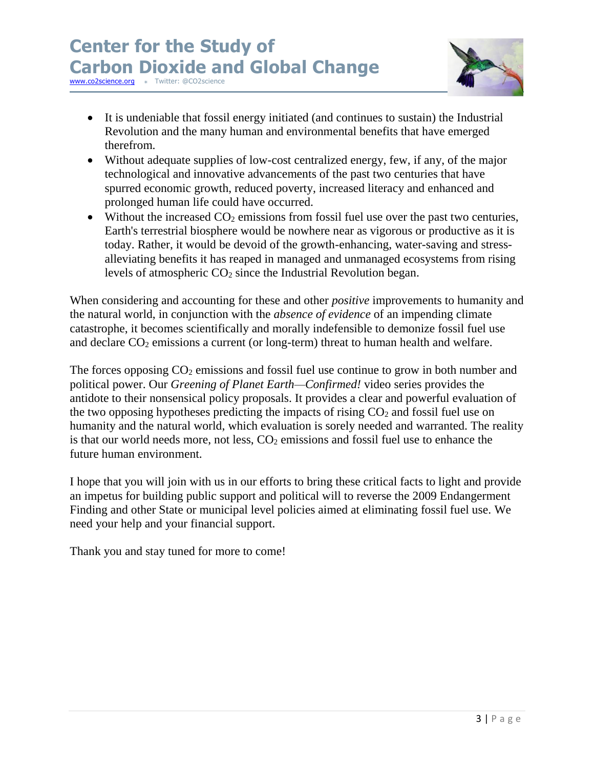- It is undeniable that fossil energy initiated (and continues to sustain) the Industrial Revolution and the many human and environmental benefits that have emerged therefrom.
- Without adequate supplies of low-cost centralized energy, few, if any, of the major technological and innovative advancements of the past two centuries that have spurred economic growth, reduced poverty, increased literacy and enhanced and prolonged human life could have occurred.
- Without the increased $CO_2$ emissions from fossil fuel use over the past two centuries, Earth's terrestrial biosphere would be nowhere near as vigorous or productive as it is today. Rather, it would be devoid of the growth-enhancing, water-saving and stress-alleviating benefits it has reaped in managed and unmanaged ecosystems from rising levels of atmospheric $CO_2$ since the Industrial Revolution began.

When considering and accounting for these and other *positive* improvements to humanity and the natural world, in conjunction with the *absence of evidence* of an impending climate catastrophe, it becomes scientifically and morally indefensible to demonize fossil fuel use and declare $CO_2$ emissions a current (or long-term) threat to human health and welfare.

The forces opposing $CO_2$ emissions and fossil fuel use continue to grow in both number and political power. Our *Greening of Planet Earth—Confirmed!* video series provides the antidote to their nonsensical policy proposals. It provides a clear and powerful evaluation of the two opposing hypotheses predicting the impacts of rising $CO_2$ and fossil fuel use on humanity and the natural world, which evaluation is sorely needed and warranted. The reality is that our world needs more, not less, $CO_2$ emissions and fossil fuel use to enhance the future human environment.

I hope that you will join with us in our efforts to bring these critical facts to light and provide an impetus for building public support and political will to reverse the 2009 Endangerment Finding and other State or municipal level policies aimed at eliminating fossil fuel use. We need your help and your financial support.

Thank you and stay tuned for more to come!